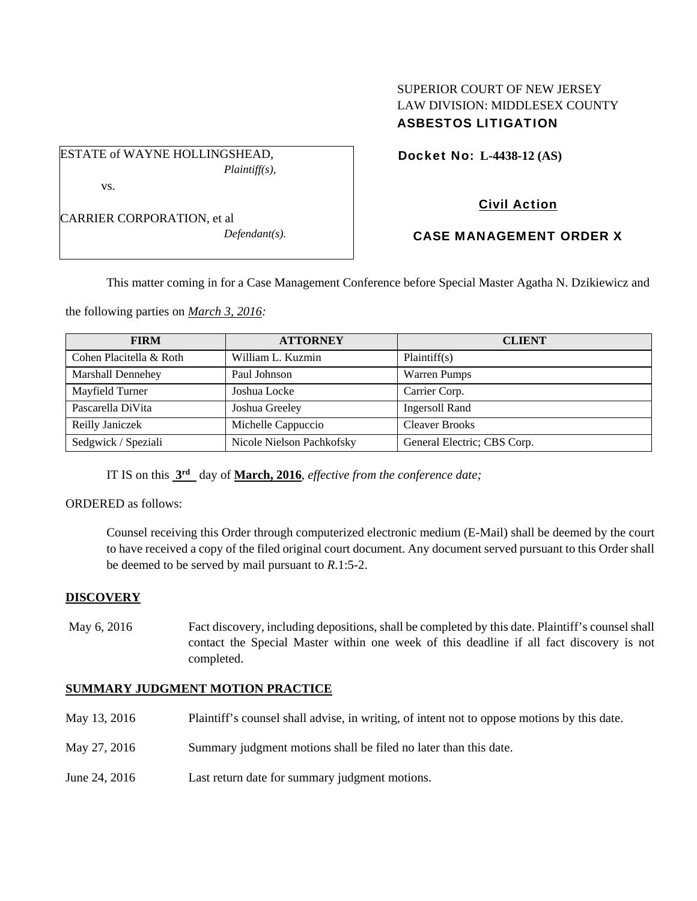SUPERIOR COURT OF NEW JERSEY
LAW DIVISION: MIDDLESEX COUNTY
**ASBESTOS LITIGATION**

ESTATE of WAYNE HOLLINGSHEAD,
*Plaintiff(s),*

vs.

CARRIER CORPORATION, et al
*Defendant(s).*

**Docket No: L-4438-12 (AS)**

**Civil Action**

**CASE MANAGEMENT ORDER X**

This matter coming in for a Case Management Conference before Special Master Agatha N. Dzikiewicz and the following parties on *March 3, 2016:*

| FIRM | ATTORNEY | CLIENT |
|---|---|---|
| Cohen Placitella & Roth | William L. Kuzmin | Plaintiff(s) |
| Marshall Dennehey | Paul Johnson | Warren Pumps |
| Mayfield Turner | Joshua Locke | Carrier Corp. |
| Pascarella DiVita | Joshua Greeley | Ingersoll Rand |
| Reilly Janiczek | Michelle Cappuccio | Cleaver Brooks |
| Sedgwick / Speziali | Nicole Nielson Pachkofsky | General Electric; CBS Corp. |

IT IS on this **3rd** day of **March, 2016**, *effective from the conference date;*

ORDERED as follows:

Counsel receiving this Order through computerized electronic medium (E-Mail) shall be deemed by the court to have received a copy of the filed original court document. Any document served pursuant to this Order shall be deemed to be served by mail pursuant to *R*.1:5-2.

**DISCOVERY**

May 6, 2016 — Fact discovery, including depositions, shall be completed by this date. Plaintiff's counsel shall contact the Special Master within one week of this deadline if all fact discovery is not completed.

**SUMMARY JUDGMENT MOTION PRACTICE**

May 13, 2016 — Plaintiff's counsel shall advise, in writing, of intent not to oppose motions by this date.

May 27, 2016 — Summary judgment motions shall be filed no later than this date.

June 24, 2016 — Last return date for summary judgment motions.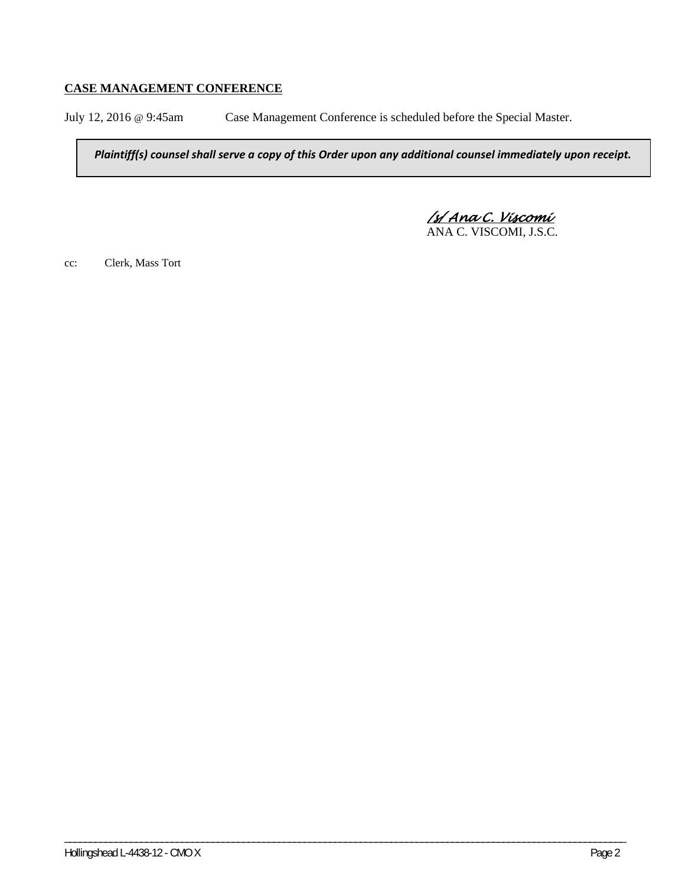**CASE MANAGEMENT CONFERENCE**

July 12, 2016 @ 9:45am Case Management Conference is scheduled before the Special Master.

***Plaintiff(s) counsel shall serve a copy of this Order upon any additional counsel immediately upon receipt.***

*/s/ Ana C. Viscomi*
ANA C. VISCOMI, J.S.C.

cc: Clerk, Mass Tort